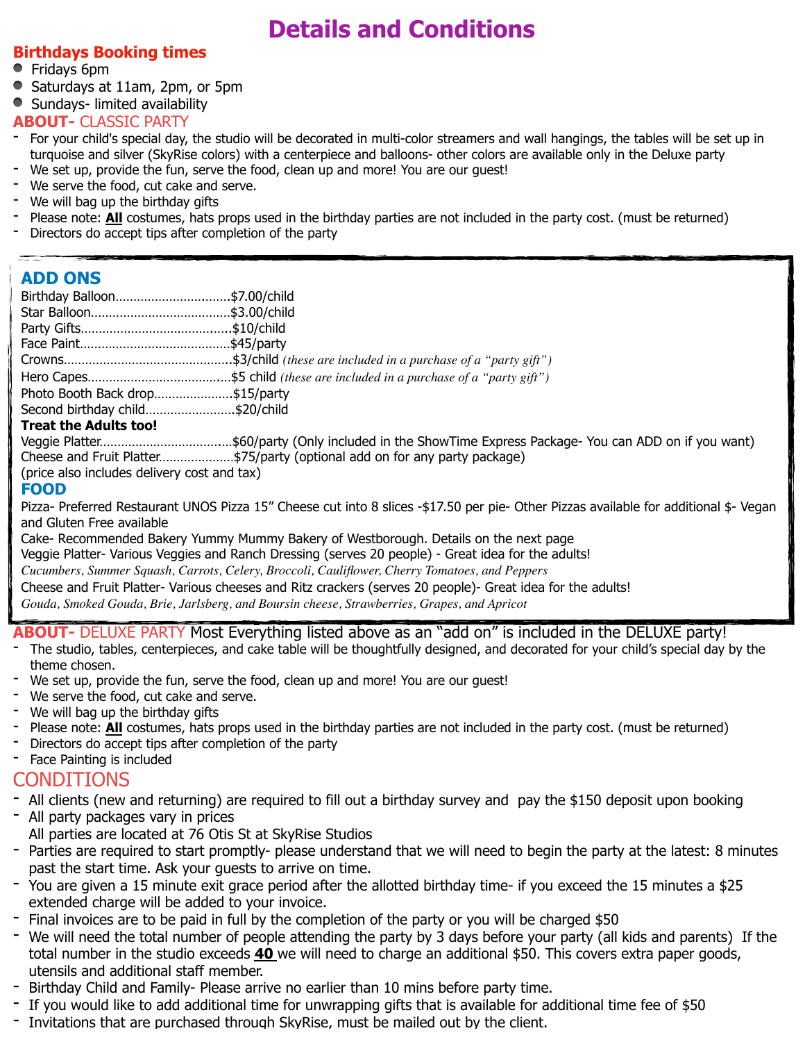# Details and Conditions

## Birthdays Booking times

- Fridays 6pm
- Saturdays at 11am, 2pm, or 5pm
- Sundays- limited availability

## ABOUT- CLASSIC PARTY

- For your child's special day, the studio will be decorated in multi-color streamers and wall hangings, the tables will be set up in turquoise and silver (SkyRise colors) with a centerpiece and balloons- other colors are available only in the Deluxe party
- We set up, provide the fun, serve the food, clean up and more! You are our guest!
- We serve the food, cut cake and serve.
- We will bag up the birthday gifts
- Please note: **All** costumes, hats props used in the birthday parties are not included in the party cost. (must be returned)
- Directors do accept tips after completion of the party

## ADD ONS

Birthday Balloon................................$7.00/child
Star Balloon.......................................$3.00/child
Party Gifts..........................................$10/child
Face Paint..........................................$45/party
Crowns...............................................$3/child *(these are included in a purchase of a "party gift")*
Hero Capes........................................$5 child *(these are included in a purchase of a "party gift")*
Photo Booth Back drop......................$15/party
Second birthday child.........................$20/child

**Treat the Adults too!**

Veggie Platter....................................$60/party (Only included in the ShowTime Express Package- You can ADD on if you want)
Cheese and Fruit Platter....................$75/party (optional add on for any party package)
(price also includes delivery cost and tax)

## FOOD

Pizza- Preferred Restaurant UNOS Pizza 15" Cheese cut into 8 slices -$17.50 per pie- Other Pizzas available for additional $- Vegan and Gluten Free available

Cake- Recommended Bakery Yummy Mummy Bakery of Westborough. Details on the next page

Veggie Platter- Various Veggies and Ranch Dressing (serves 20 people) - Great idea for the adults!
*Cucumbers, Summer Squash, Carrots, Celery, Broccoli, Cauliflower, Cherry Tomatoes, and Peppers*

Cheese and Fruit Platter- Various cheeses and Ritz crackers (serves 20 people)- Great idea for the adults!
*Gouda, Smoked Gouda, Brie, Jarlsberg, and Boursin cheese, Strawberries, Grapes, and Apricot*

## ABOUT- DELUXE PARTY Most Everything listed above as an "add on" is included in the DELUXE party!

- The studio, tables, centerpieces, and cake table will be thoughtfully designed, and decorated for your child's special day by the theme chosen.
- We set up, provide the fun, serve the food, clean up and more! You are our guest!
- We serve the food, cut cake and serve.
- We will bag up the birthday gifts
- Please note: **All** costumes, hats props used in the birthday parties are not included in the party cost. (must be returned)
- Directors do accept tips after completion of the party
- Face Painting is included

## CONDITIONS

- All clients (new and returning) are required to fill out a birthday survey and pay the $150 deposit upon booking
- All party packages vary in prices
  All parties are located at 76 Otis St at SkyRise Studios
- Parties are required to start promptly- please understand that we will need to begin the party at the latest: 8 minutes past the start time. Ask your guests to arrive on time.
- You are given a 15 minute exit grace period after the allotted birthday time- if you exceed the 15 minutes a $25 extended charge will be added to your invoice.
- Final invoices are to be paid in full by the completion of the party or you will be charged $50
- We will need the total number of people attending the party by 3 days before your party (all kids and parents) If the total number in the studio exceeds **40** we will need to charge an additional $50. This covers extra paper goods, utensils and additional staff member.
- Birthday Child and Family- Please arrive no earlier than 10 mins before party time.
- If you would like to add additional time for unwrapping gifts that is available for additional time fee of $50
- Invitations that are purchased through SkyRise, must be mailed out by the client.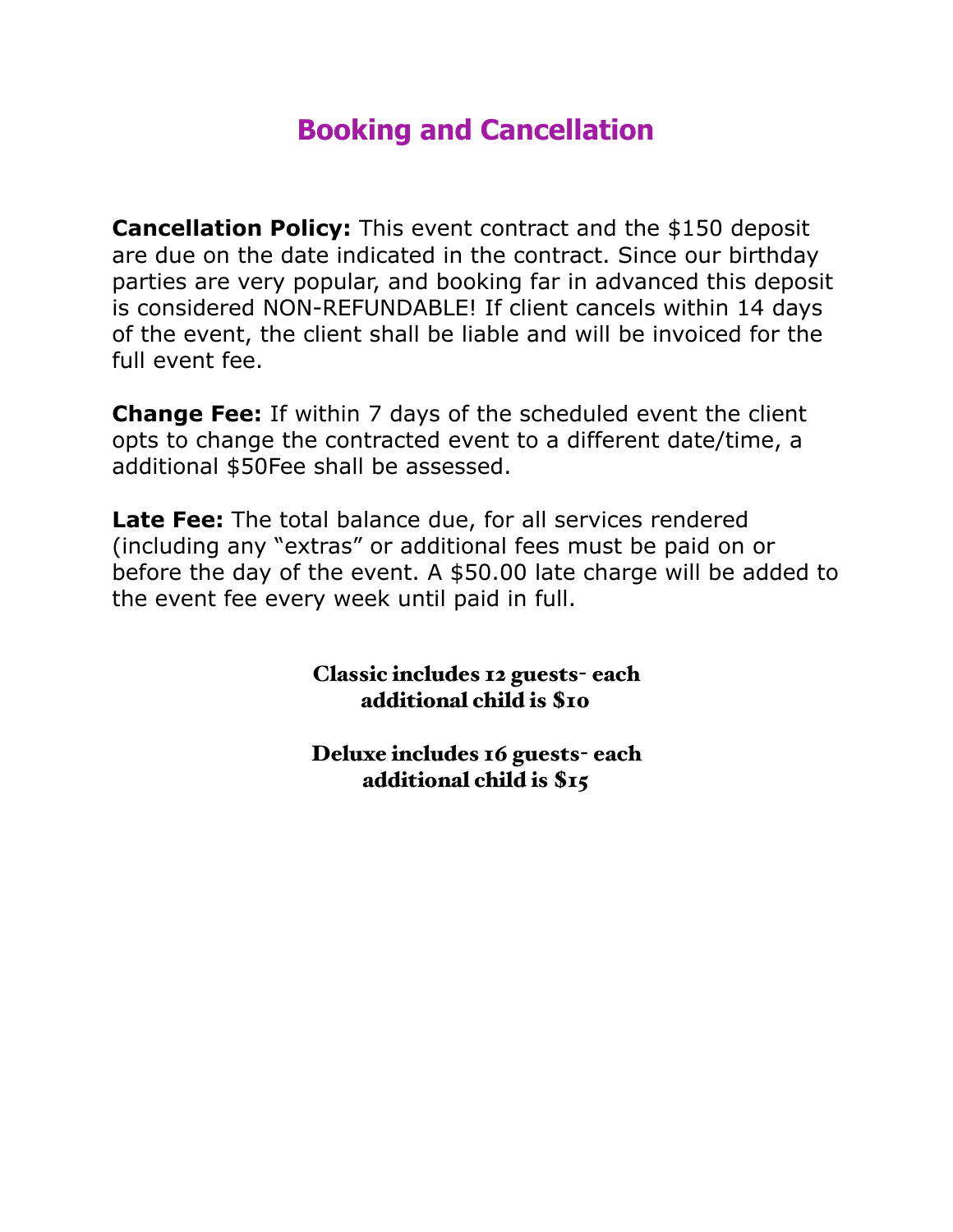# Booking and Cancellation

**Cancellation Policy:** This event contract and the $150 deposit are due on the date indicated in the contract. Since our birthday parties are very popular, and booking far in advanced this deposit is considered NON-REFUNDABLE! If client cancels within 14 days of the event, the client shall be liable and will be invoiced for the full event fee.

**Change Fee:** If within 7 days of the scheduled event the client opts to change the contracted event to a different date/time, a additional $50Fee shall be assessed.

**Late Fee:** The total balance due, for all services rendered (including any "extras" or additional fees must be paid on or before the day of the event. A $50.00 late charge will be added to the event fee every week until paid in full.

**Classic includes 12 guests- each additional child is $10**

**Deluxe includes 16 guests- each additional child is $15**